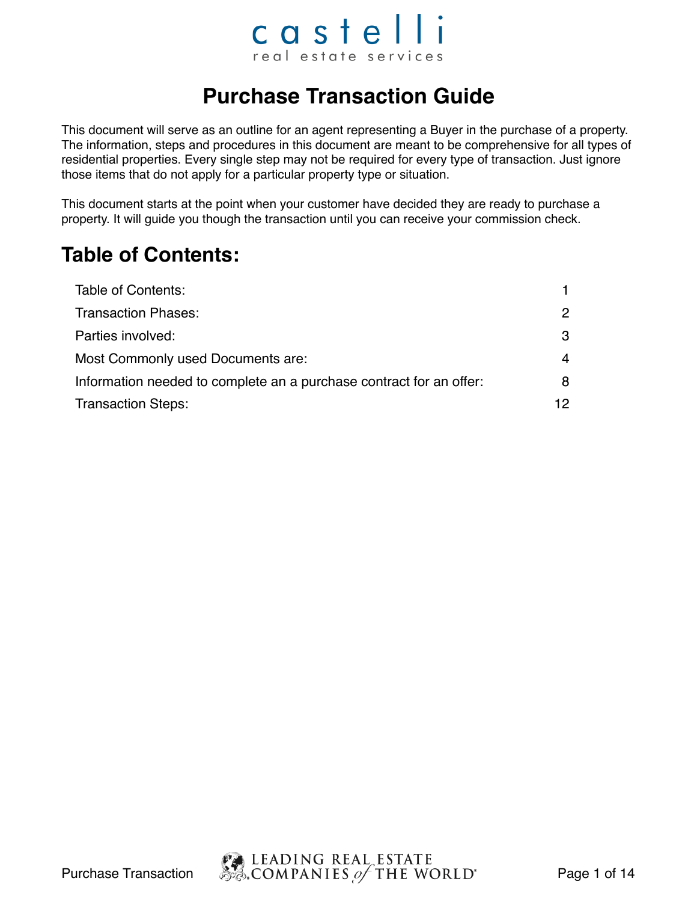castelli
real estate services

# Purchase Transaction Guide

This document will serve as an outline for an agent representing a Buyer in the purchase of a property. The information, steps and procedures in this document are meant to be comprehensive for all types of residential properties. Every single step may not be required for every type of transaction. Just ignore those items that do not apply for a particular property type or situation.

This document starts at the point when your customer have decided they are ready to purchase a property. It will guide you though the transaction until you can receive your commission check.

## Table of Contents:

| | |
|---|---|
| Table of Contents: | 1 |
| Transaction Phases: | 2 |
| Parties involved: | 3 |
| Most Commonly used Documents are: | 4 |
| Information needed to complete an a purchase contract for an offer: | 8 |
| Transaction Steps: | 12 |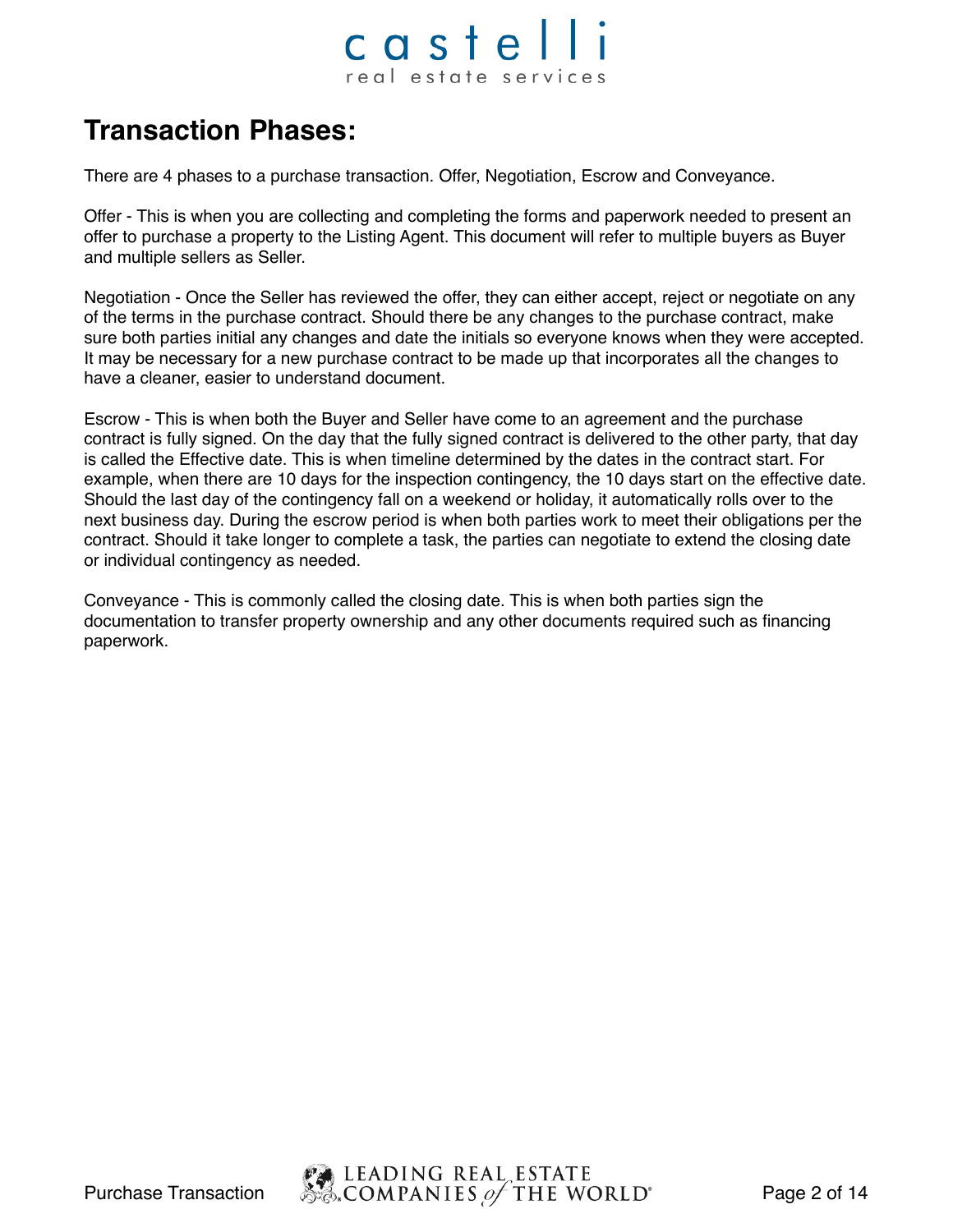## Transaction Phases:

There are 4 phases to a purchase transaction. Offer, Negotiation, Escrow and Conveyance.

Offer - This is when you are collecting and completing the forms and paperwork needed to present an offer to purchase a property to the Listing Agent. This document will refer to multiple buyers as Buyer and multiple sellers as Seller.

Negotiation - Once the Seller has reviewed the offer, they can either accept, reject or negotiate on any of the terms in the purchase contract. Should there be any changes to the purchase contract, make sure both parties initial any changes and date the initials so everyone knows when they were accepted. It may be necessary for a new purchase contract to be made up that incorporates all the changes to have a cleaner, easier to understand document.

Escrow - This is when both the Buyer and Seller have come to an agreement and the purchase contract is fully signed. On the day that the fully signed contract is delivered to the other party, that day is called the Effective date. This is when timeline determined by the dates in the contract start. For example, when there are 10 days for the inspection contingency, the 10 days start on the effective date. Should the last day of the contingency fall on a weekend or holiday, it automatically rolls over to the next business day. During the escrow period is when both parties work to meet their obligations per the contract. Should it take longer to complete a task, the parties can negotiate to extend the closing date or individual contingency as needed.

Conveyance - This is commonly called the closing date. This is when both parties sign the documentation to transfer property ownership and any other documents required such as financing paperwork.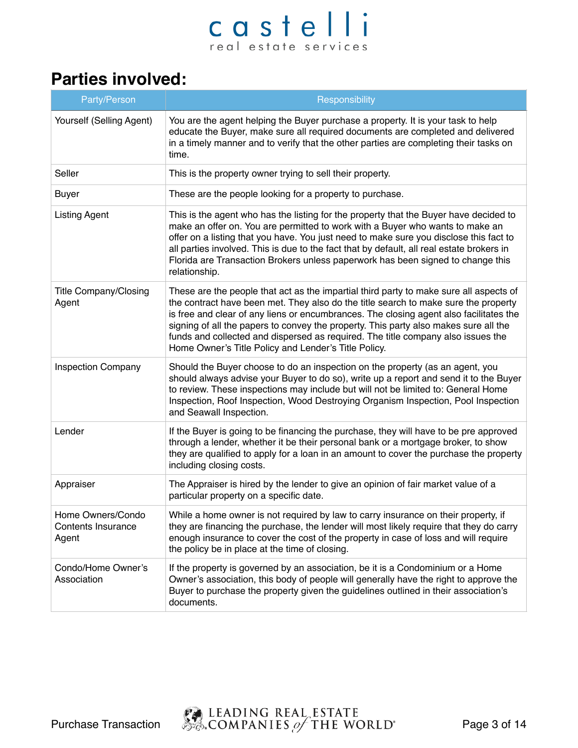## Parties involved:

| Party/Person | Responsibility |
|---|---|
| Yourself (Selling Agent) | You are the agent helping the Buyer purchase a property. It is your task to help educate the Buyer, make sure all required documents are completed and delivered in a timely manner and to verify that the other parties are completing their tasks on time. |
| Seller | This is the property owner trying to sell their property. |
| Buyer | These are the people looking for a property to purchase. |
| Listing Agent | This is the agent who has the listing for the property that the Buyer have decided to make an offer on. You are permitted to work with a Buyer who wants to make an offer on a listing that you have. You just need to make sure you disclose this fact to all parties involved. This is due to the fact that by default, all real estate brokers in Florida are Transaction Brokers unless paperwork has been signed to change this relationship. |
| Title Company/Closing Agent | These are the people that act as the impartial third party to make sure all aspects of the contract have been met. They also do the title search to make sure the property is free and clear of any liens or encumbrances. The closing agent also facilitates the signing of all the papers to convey the property. This party also makes sure all the funds and collected and dispersed as required. The title company also issues the Home Owner's Title Policy and Lender's Title Policy. |
| Inspection Company | Should the Buyer choose to do an inspection on the property (as an agent, you should always advise your Buyer to do so), write up a report and send it to the Buyer to review. These inspections may include but will not be limited to: General Home Inspection, Roof Inspection, Wood Destroying Organism Inspection, Pool Inspection and Seawall Inspection. |
| Lender | If the Buyer is going to be financing the purchase, they will have to be pre approved through a lender, whether it be their personal bank or a mortgage broker, to show they are qualified to apply for a loan in an amount to cover the purchase the property including closing costs. |
| Appraiser | The Appraiser is hired by the lender to give an opinion of fair market value of a particular property on a specific date. |
| Home Owners/Condo Contents Insurance Agent | While a home owner is not required by law to carry insurance on their property, if they are financing the purchase, the lender will most likely require that they do carry enough insurance to cover the cost of the property in case of loss and will require the policy be in place at the time of closing. |
| Condo/Home Owner's Association | If the property is governed by an association, be it is a Condominium or a Home Owner's association, this body of people will generally have the right to approve the Buyer to purchase the property given the guidelines outlined in their association's documents. |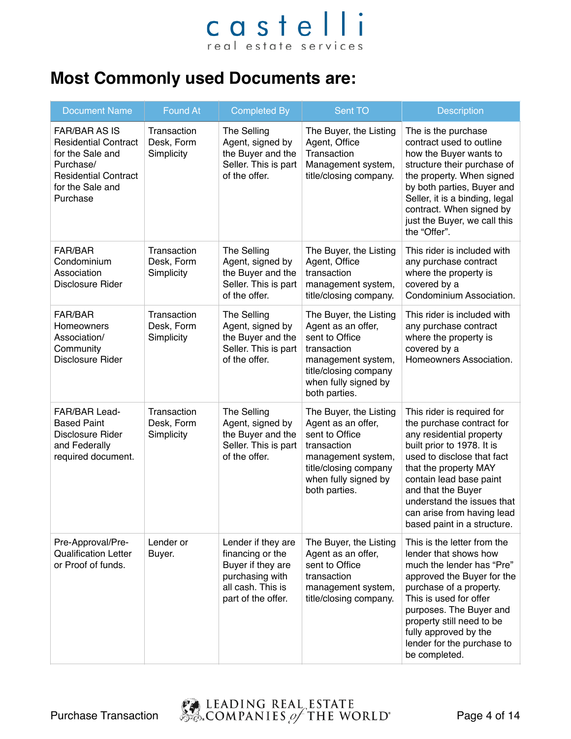## Most Commonly used Documents are:

| Document Name | Found At | Completed By | Sent TO | Description |
|---|---|---|---|---|
| FAR/BAR AS IS Residential Contract for the Sale and Purchase/ Residential Contract for the Sale and Purchase | Transaction Desk, Form Simplicity | The Selling Agent, signed by the Buyer and the Seller. This is part of the offer. | The Buyer, the Listing Agent, Office Transaction Management system, title/closing company. | The is the purchase contract used to outline how the Buyer wants to structure their purchase of the property. When signed by both parties, Buyer and Seller, it is a binding, legal contract. When signed by just the Buyer, we call this the "Offer". |
| FAR/BAR Condominium Association Disclosure Rider | Transaction Desk, Form Simplicity | The Selling Agent, signed by the Buyer and the Seller. This is part of the offer. | The Buyer, the Listing Agent, Office transaction management system, title/closing company. | This rider is included with any purchase contract where the property is covered by a Condominium Association. |
| FAR/BAR Homeowners Association/ Community Disclosure Rider | Transaction Desk, Form Simplicity | The Selling Agent, signed by the Buyer and the Seller. This is part of the offer. | The Buyer, the Listing Agent as an offer, sent to Office transaction management system, title/closing company when fully signed by both parties. | This rider is included with any purchase contract where the property is covered by a Homeowners Association. |
| FAR/BAR Lead-Based Paint Disclosure Rider and Federally required document. | Transaction Desk, Form Simplicity | The Selling Agent, signed by the Buyer and the Seller. This is part of the offer. | The Buyer, the Listing Agent as an offer, sent to Office transaction management system, title/closing company when fully signed by both parties. | This rider is required for the purchase contract for any residential property built prior to 1978. It is used to disclose that fact that the property MAY contain lead base paint and that the Buyer understand the issues that can arise from having lead based paint in a structure. |
| Pre-Approval/Pre-Qualification Letter or Proof of funds. | Lender or Buyer. | Lender if they are financing or the Buyer if they are purchasing with all cash. This is part of the offer. | The Buyer, the Listing Agent as an offer, sent to Office transaction management system, title/closing company. | This is the letter from the lender that shows how much the lender has "Pre" approved the Buyer for the purchase of a property. This is used for offer purposes. The Buyer and property still need to be fully approved by the lender for the purchase to be completed. |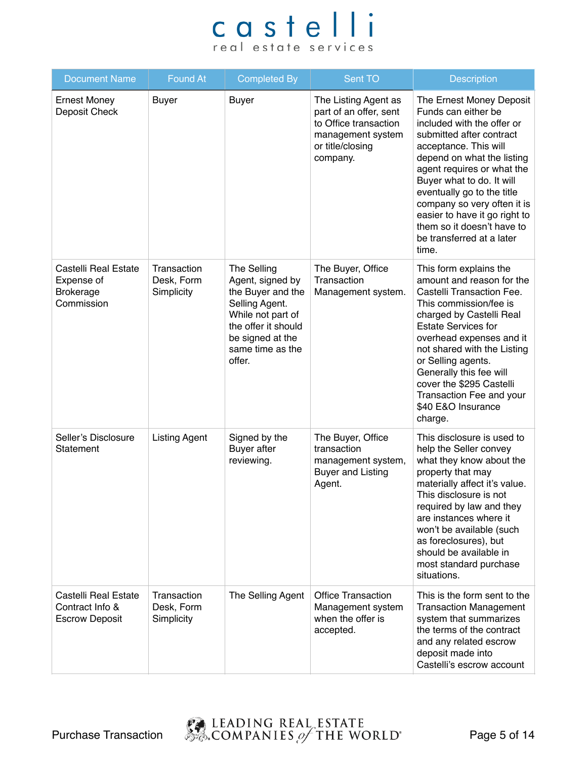| Document Name | Found At | Completed By | Sent TO | Description |
|---|---|---|---|---|
| Ernest Money Deposit Check | Buyer | Buyer | The Listing Agent as part of an offer, sent to Office transaction management system or title/closing company. | The Ernest Money Deposit Funds can either be included with the offer or submitted after contract acceptance. This will depend on what the listing agent requires or what the Buyer what to do. It will eventually go to the title company so very often it is easier to have it go right to them so it doesn't have to be transferred at a later time. |
| Castelli Real Estate Expense of Brokerage Commission | Transaction Desk, Form Simplicity | The Selling Agent, signed by the Buyer and the Selling Agent. While not part of the offer it should be signed at the same time as the offer. | The Buyer, Office Transaction Management system. | This form explains the amount and reason for the Castelli Transaction Fee. This commission/fee is charged by Castelli Real Estate Services for overhead expenses and it not shared with the Listing or Selling agents. Generally this fee will cover the $295 Castelli Transaction Fee and your $40 E&O Insurance charge. |
| Seller's Disclosure Statement | Listing Agent | Signed by the Buyer after reviewing. | The Buyer, Office transaction management system, Buyer and Listing Agent. | This disclosure is used to help the Seller convey what they know about the property that may materially affect it's value. This disclosure is not required by law and they are instances where it won't be available (such as foreclosures), but should be available in most standard purchase situations. |
| Castelli Real Estate Contract Info & Escrow Deposit | Transaction Desk, Form Simplicity | The Selling Agent | Office Transaction Management system when the offer is accepted. | This is the form sent to the Transaction Management system that summarizes the terms of the contract and any related escrow deposit made into Castelli's escrow account |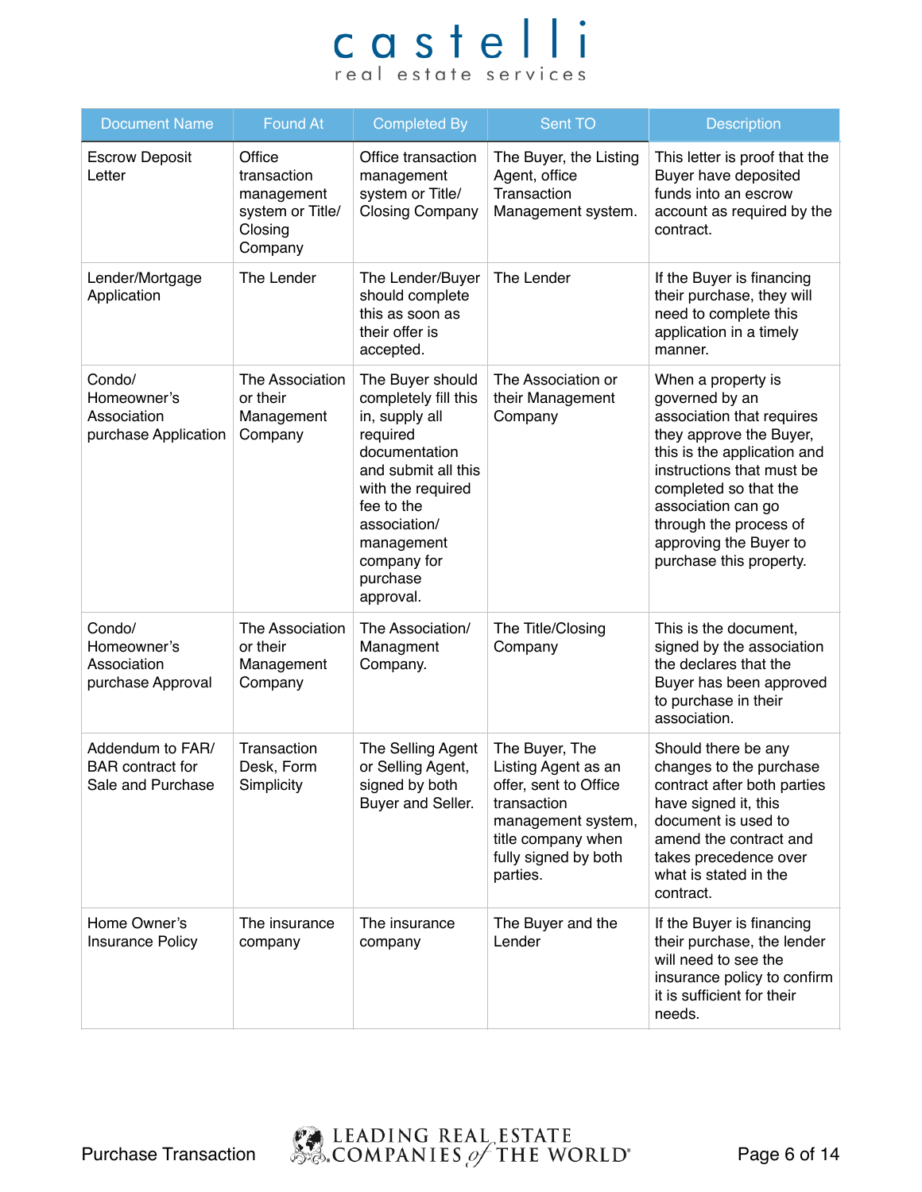| Document Name | Found At | Completed By | Sent TO | Description |
| --- | --- | --- | --- | --- |
| Escrow Deposit Letter | Office transaction management system or Title/ Closing Company | Office transaction management system or Title/ Closing Company | The Buyer, the Listing Agent, office Transaction Management system. | This letter is proof that the Buyer have deposited funds into an escrow account as required by the contract. |
| Lender/Mortgage Application | The Lender | The Lender/Buyer should complete this as soon as their offer is accepted. | The Lender | If the Buyer is financing their purchase, they will need to complete this application in a timely manner. |
| Condo/ Homeowner's Association purchase Application | The Association or their Management Company | The Buyer should completely fill this in, supply all required documentation and submit all this with the required fee to the association/ management company for purchase approval. | The Association or their Management Company | When a property is governed by an association that requires they approve the Buyer, this is the application and instructions that must be completed so that the association can go through the process of approving the Buyer to purchase this property. |
| Condo/ Homeowner's Association purchase Approval | The Association or their Management Company | The Association/ Managment Company. | The Title/Closing Company | This is the document, signed by the association the declares that the Buyer has been approved to purchase in their association. |
| Addendum to FAR/ BAR contract for Sale and Purchase | Transaction Desk, Form Simplicity | The Selling Agent or Selling Agent, signed by both Buyer and Seller. | The Buyer, The Listing Agent as an offer, sent to Office transaction management system, title company when fully signed by both parties. | Should there be any changes to the purchase contract after both parties have signed it, this document is used to amend the contract and takes precedence over what is stated in the contract. |
| Home Owner's Insurance Policy | The insurance company | The insurance company | The Buyer and the Lender | If the Buyer is financing their purchase, the lender will need to see the insurance policy to confirm it is sufficient for their needs. |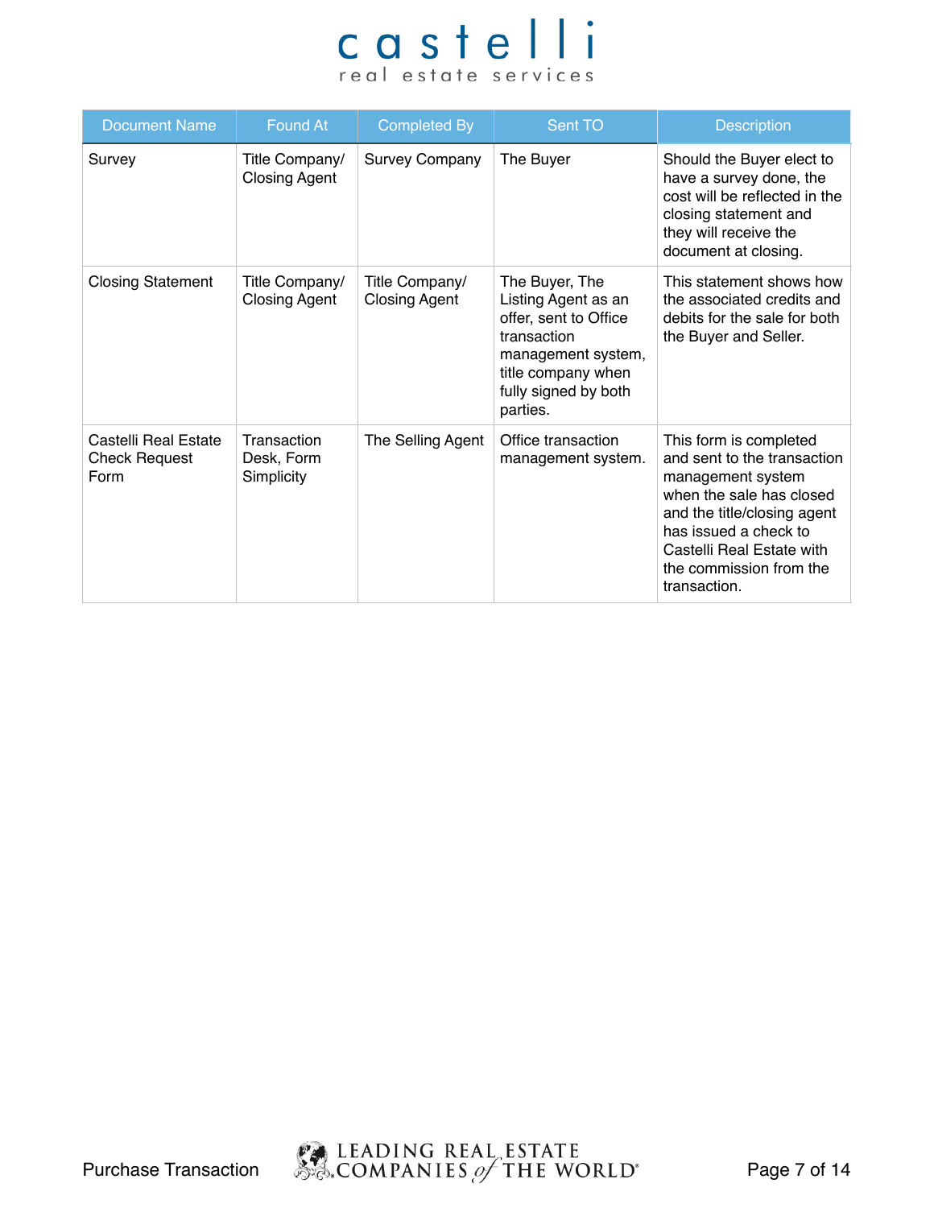| Document Name | Found At | Completed By | Sent TO | Description |
|---|---|---|---|---|
| Survey | Title Company/ Closing Agent | Survey Company | The Buyer | Should the Buyer elect to have a survey done, the cost will be reflected in the closing statement and they will receive the document at closing. |
| Closing Statement | Title Company/ Closing Agent | Title Company/ Closing Agent | The Buyer, The Listing Agent as an offer, sent to Office transaction management system, title company when fully signed by both parties. | This statement shows how the associated credits and debits for the sale for both the Buyer and Seller. |
| Castelli Real Estate Check Request Form | Transaction Desk, Form Simplicity | The Selling Agent | Office transaction management system. | This form is completed and sent to the transaction management system when the sale has closed and the title/closing agent has issued a check to Castelli Real Estate with the commission from the transaction. |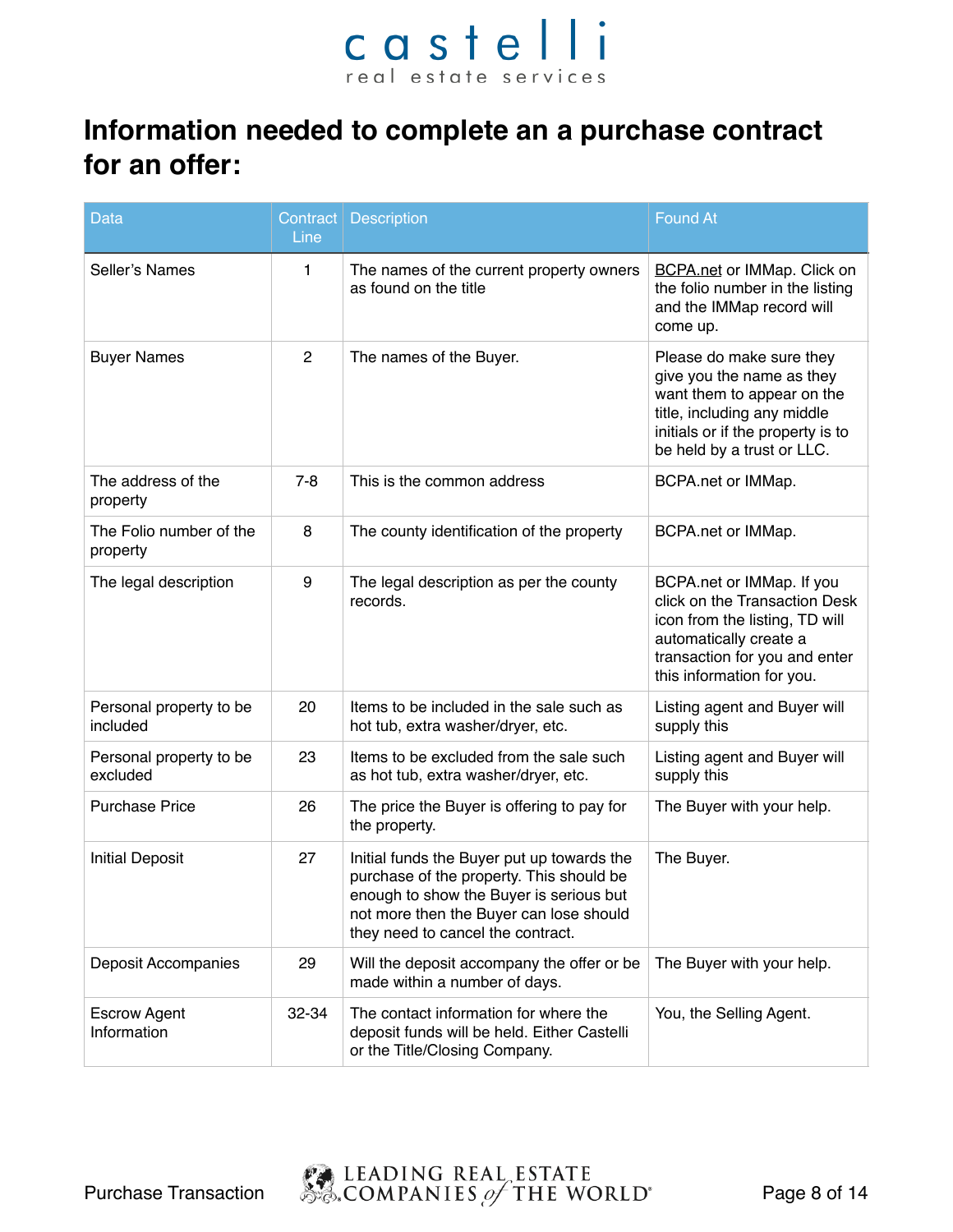# Information needed to complete an a purchase contract for an offer:

| Data | Contract Line | Description | Found At |
|---|---|---|---|
| Seller's Names | 1 | The names of the current property owners as found on the title | BCPA.net or IMMap. Click on the folio number in the listing and the IMMap record will come up. |
| Buyer Names | 2 | The names of the Buyer. | Please do make sure they give you the name as they want them to appear on the title, including any middle initials or if the property is to be held by a trust or LLC. |
| The address of the property | 7-8 | This is the common address | BCPA.net or IMMap. |
| The Folio number of the property | 8 | The county identification of the property | BCPA.net or IMMap. |
| The legal description | 9 | The legal description as per the county records. | BCPA.net or IMMap. If you click on the Transaction Desk icon from the listing, TD will automatically create a transaction for you and enter this information for you. |
| Personal property to be included | 20 | Items to be included in the sale such as hot tub, extra washer/dryer, etc. | Listing agent and Buyer will supply this |
| Personal property to be excluded | 23 | Items to be excluded from the sale such as hot tub, extra washer/dryer, etc. | Listing agent and Buyer will supply this |
| Purchase Price | 26 | The price the Buyer is offering to pay for the property. | The Buyer with your help. |
| Initial Deposit | 27 | Initial funds the Buyer put up towards the purchase of the property. This should be enough to show the Buyer is serious but not more then the Buyer can lose should they need to cancel the contract. | The Buyer. |
| Deposit Accompanies | 29 | Will the deposit accompany the offer or be made within a number of days. | The Buyer with your help. |
| Escrow Agent Information | 32-34 | The contact information for where the deposit funds will be held. Either Castelli or the Title/Closing Company. | You, the Selling Agent. |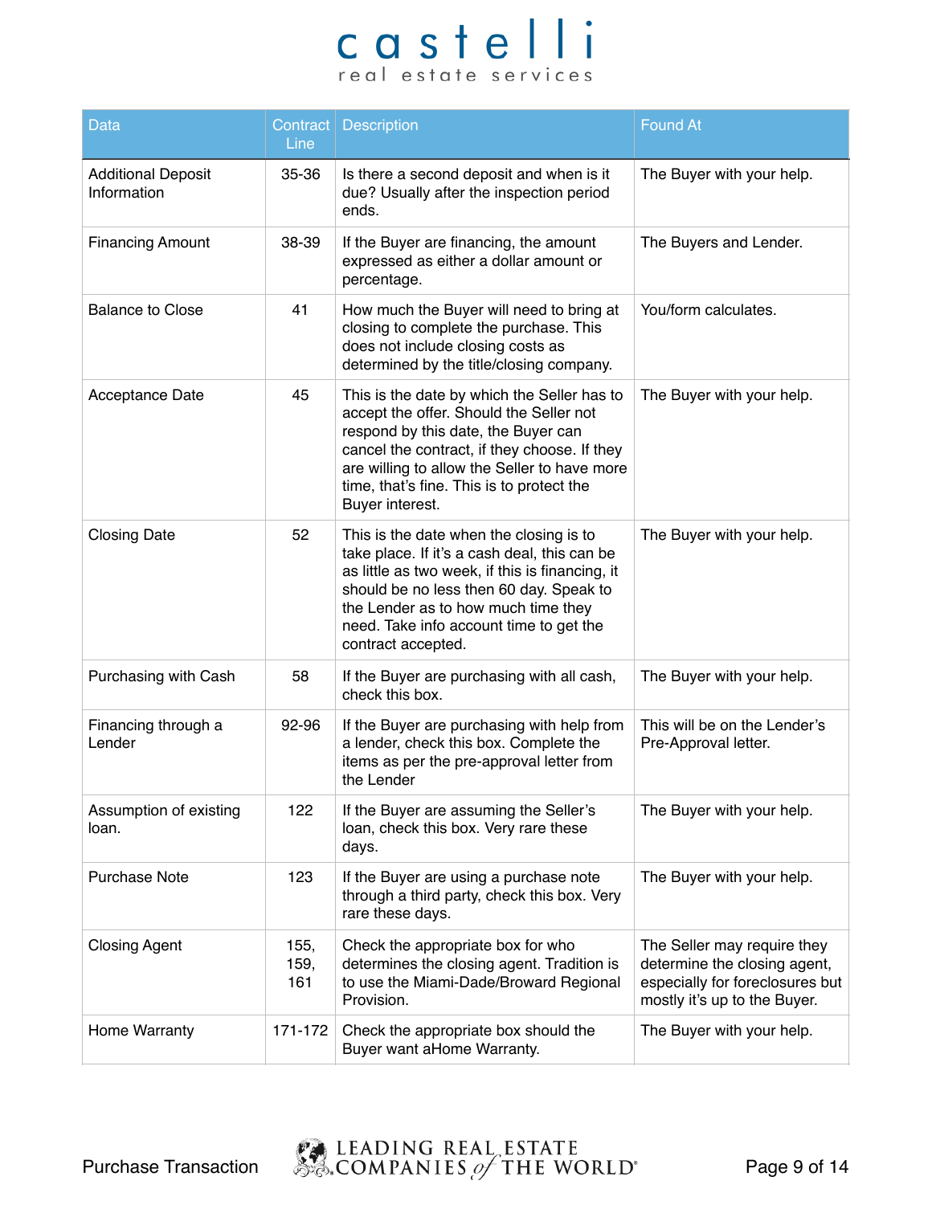| Data | Contract Line | Description | Found At |
|---|---|---|---|
| Additional Deposit Information | 35-36 | Is there a second deposit and when is it due? Usually after the inspection period ends. | The Buyer with your help. |
| Financing Amount | 38-39 | If the Buyer are financing, the amount expressed as either a dollar amount or percentage. | The Buyers and Lender. |
| Balance to Close | 41 | How much the Buyer will need to bring at closing to complete the purchase. This does not include closing costs as determined by the title/closing company. | You/form calculates. |
| Acceptance Date | 45 | This is the date by which the Seller has to accept the offer. Should the Seller not respond by this date, the Buyer can cancel the contract, if they choose. If they are willing to allow the Seller to have more time, that's fine. This is to protect the Buyer interest. | The Buyer with your help. |
| Closing Date | 52 | This is the date when the closing is to take place. If it's a cash deal, this can be as little as two week, if this is financing, it should be no less then 60 day. Speak to the Lender as to how much time they need. Take info account time to get the contract accepted. | The Buyer with your help. |
| Purchasing with Cash | 58 | If the Buyer are purchasing with all cash, check this box. | The Buyer with your help. |
| Financing through a Lender | 92-96 | If the Buyer are purchasing with help from a lender, check this box. Complete the items as per the pre-approval letter from the Lender | This will be on the Lender's Pre-Approval letter. |
| Assumption of existing loan. | 122 | If the Buyer are assuming the Seller's loan, check this box. Very rare these days. | The Buyer with your help. |
| Purchase Note | 123 | If the Buyer are using a purchase note through a third party, check this box. Very rare these days. | The Buyer with your help. |
| Closing Agent | 155, 159, 161 | Check the appropriate box for who determines the closing agent. Tradition is to use the Miami-Dade/Broward Regional Provision. | The Seller may require they determine the closing agent, especially for foreclosures but mostly it's up to the Buyer. |
| Home Warranty | 171-172 | Check the appropriate box should the Buyer want aHome Warranty. | The Buyer with your help. |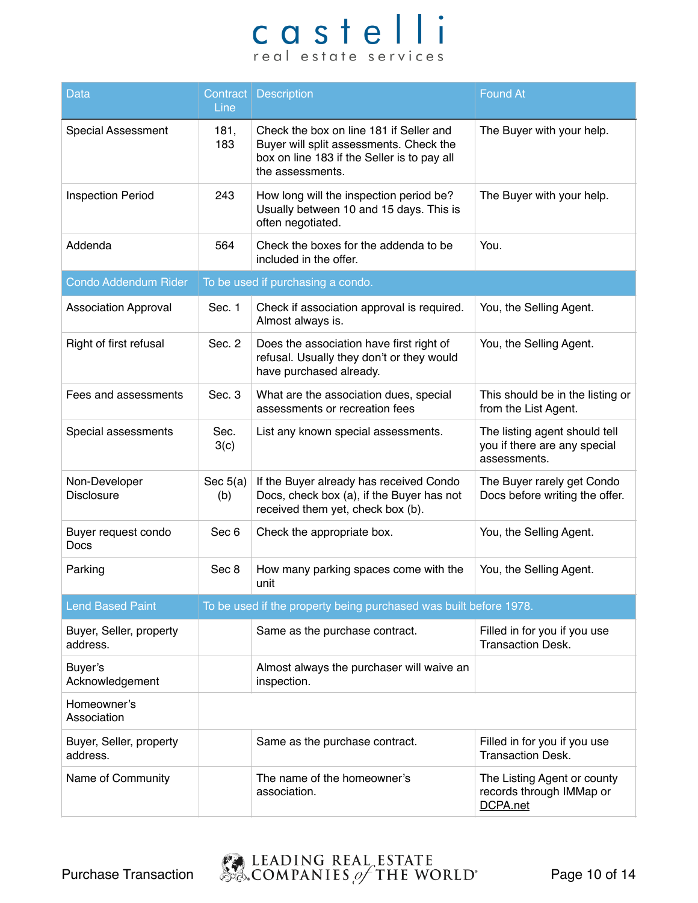| Data | Contract Line | Description | Found At |
|---|---|---|---|
| Special Assessment | 181, 183 | Check the box on line 181 if Seller and Buyer will split assessments. Check the box on line 183 if the Seller is to pay all the assessments. | The Buyer with your help. |
| Inspection Period | 243 | How long will the inspection period be? Usually between 10 and 15 days. This is often negotiated. | The Buyer with your help. |
| Addenda | 564 | Check the boxes for the addenda to be included in the offer. | You. |
| Condo Addendum Rider | To be used if purchasing a condo. | | |
| Association Approval | Sec. 1 | Check if association approval is required. Almost always is. | You, the Selling Agent. |
| Right of first refusal | Sec. 2 | Does the association have first right of refusal. Usually they don't or they would have purchased already. | You, the Selling Agent. |
| Fees and assessments | Sec. 3 | What are the association dues, special assessments or recreation fees | This should be in the listing or from the List Agent. |
| Special assessments | Sec. 3(c) | List any known special assessments. | The listing agent should tell you if there are any special assessments. |
| Non-Developer Disclosure | Sec 5(a)(b) | If the Buyer already has received Condo Docs, check box (a), if the Buyer has not received them yet, check box (b). | The Buyer rarely get Condo Docs before writing the offer. |
| Buyer request condo Docs | Sec 6 | Check the appropriate box. | You, the Selling Agent. |
| Parking | Sec 8 | How many parking spaces come with the unit | You, the Selling Agent. |
| Lend Based Paint | To be used if the property being purchased was built before 1978. | | |
| Buyer, Seller, property address. | | Same as the purchase contract. | Filled in for you if you use Transaction Desk. |
| Buyer's Acknowledgement | | Almost always the purchaser will waive an inspection. | |
| Homeowner's Association | | | |
| Buyer, Seller, property address. | | Same as the purchase contract. | Filled in for you if you use Transaction Desk. |
| Name of Community | | The name of the homeowner's association. | The Listing Agent or county records through IMMap or DCPA.net |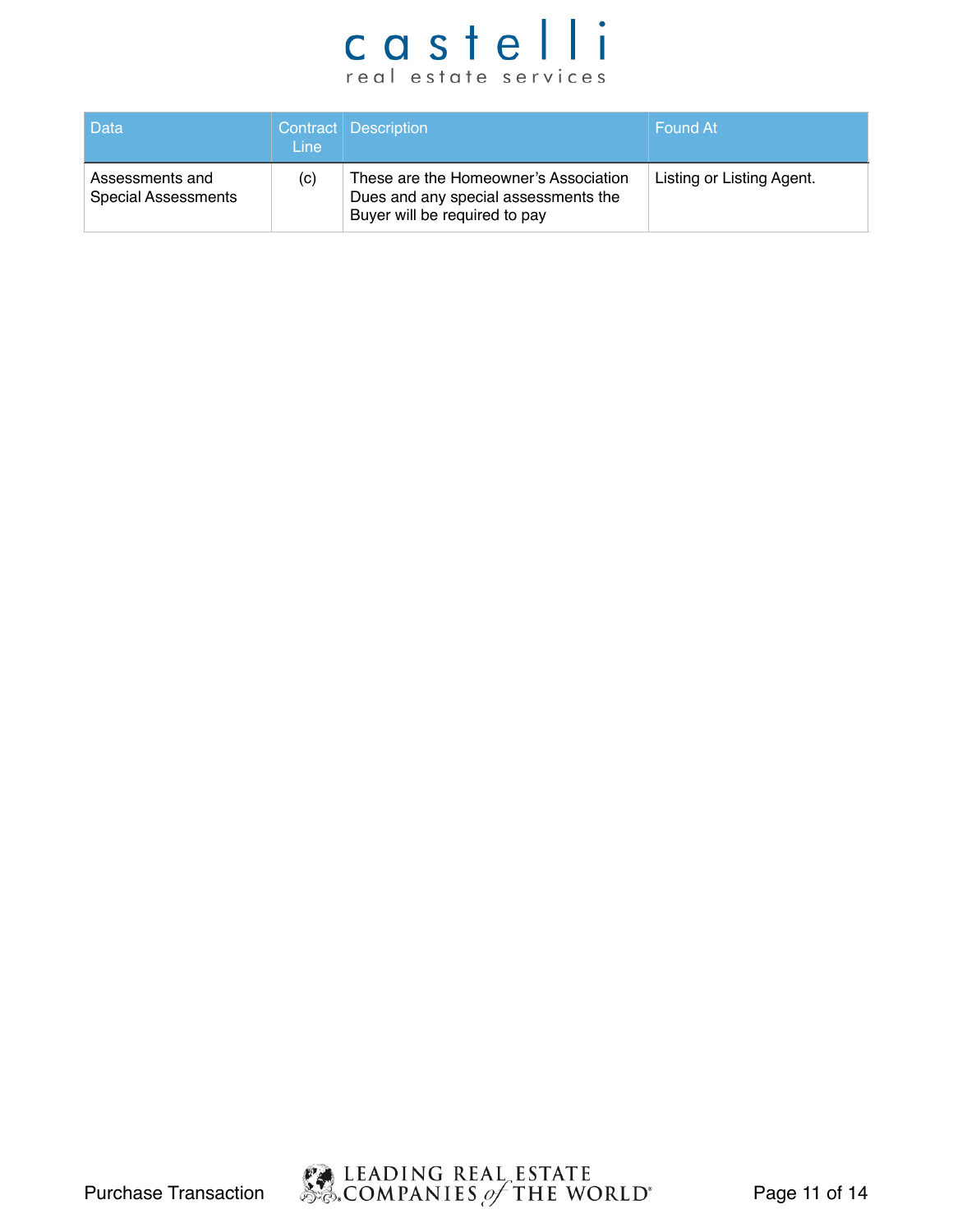| Data | Contract Line | Description | Found At |
| --- | --- | --- | --- |
| Assessments and Special Assessments | (c) | These are the Homeowner's Association Dues and any special assessments the Buyer will be required to pay | Listing or Listing Agent. |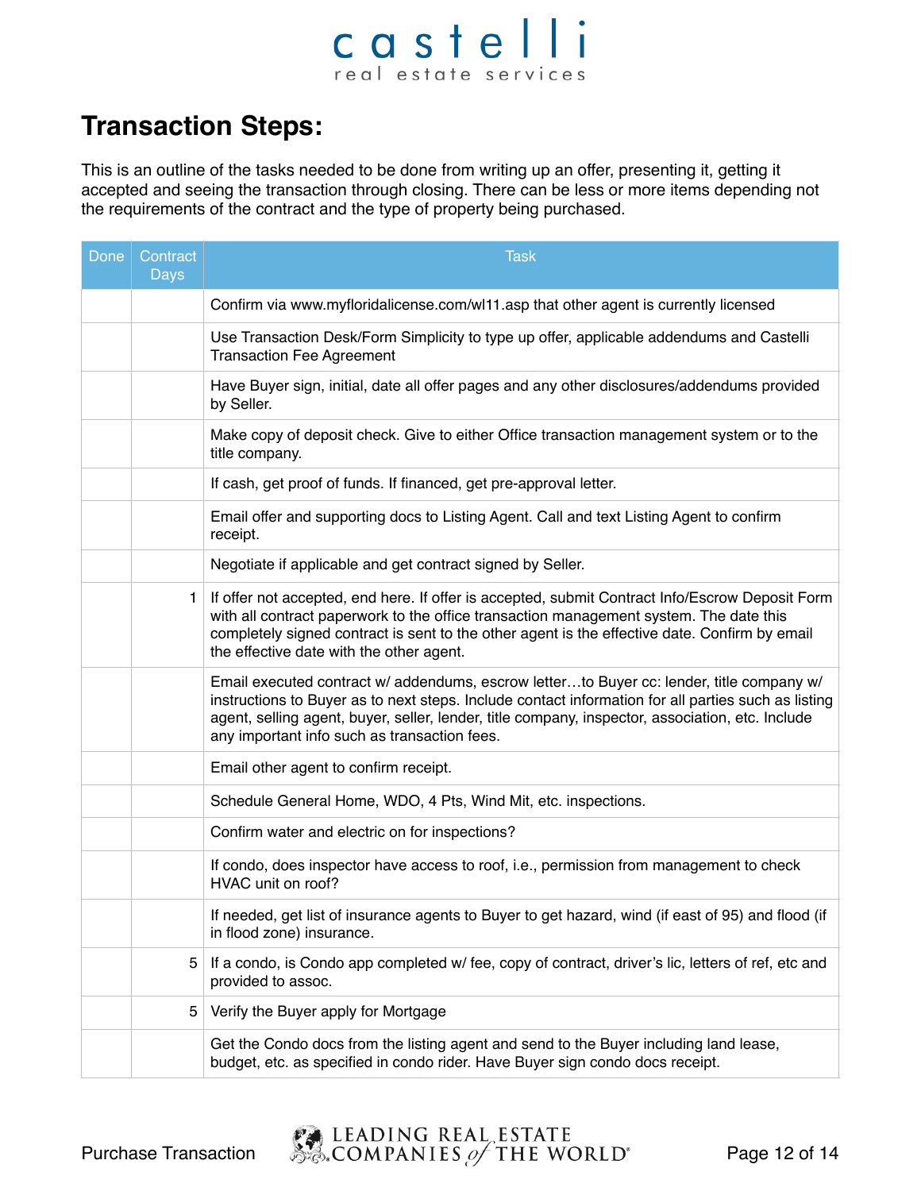## Transaction Steps:

This is an outline of the tasks needed to be done from writing up an offer, presenting it, getting it accepted and seeing the transaction through closing. There can be less or more items depending not the requirements of the contract and the type of property being purchased.

| Done | Contract Days | Task |
|---|---|---|
| | | Confirm via www.myfloridalicense.com/wl11.asp that other agent is currently licensed |
| | | Use Transaction Desk/Form Simplicity to type up offer, applicable addendums and Castelli Transaction Fee Agreement |
| | | Have Buyer sign, initial, date all offer pages and any other disclosures/addendums provided by Seller. |
| | | Make copy of deposit check. Give to either Office transaction management system or to the title company. |
| | | If cash, get proof of funds. If financed, get pre-approval letter. |
| | | Email offer and supporting docs to Listing Agent. Call and text Listing Agent to confirm receipt. |
| | | Negotiate if applicable and get contract signed by Seller. |
| | 1 | If offer not accepted, end here. If offer is accepted, submit Contract Info/Escrow Deposit Form with all contract paperwork to the office transaction management system. The date this completely signed contract is sent to the other agent is the effective date. Confirm by email the effective date with the other agent. |
| | | Email executed contract w/ addendums, escrow letter…to Buyer cc: lender, title company w/ instructions to Buyer as to next steps. Include contact information for all parties such as listing agent, selling agent, buyer, seller, lender, title company, inspector, association, etc. Include any important info such as transaction fees. |
| | | Email other agent to confirm receipt. |
| | | Schedule General Home, WDO, 4 Pts, Wind Mit, etc. inspections. |
| | | Confirm water and electric on for inspections? |
| | | If condo, does inspector have access to roof, i.e., permission from management to check HVAC unit on roof? |
| | | If needed, get list of insurance agents to Buyer to get hazard, wind (if east of 95) and flood (if in flood zone) insurance. |
| | 5 | If a condo, is Condo app completed w/ fee, copy of contract, driver's lic, letters of ref, etc and provided to assoc. |
| | 5 | Verify the Buyer apply for Mortgage |
| | | Get the Condo docs from the listing agent and send to the Buyer including land lease, budget, etc. as specified in condo rider. Have Buyer sign condo docs receipt. |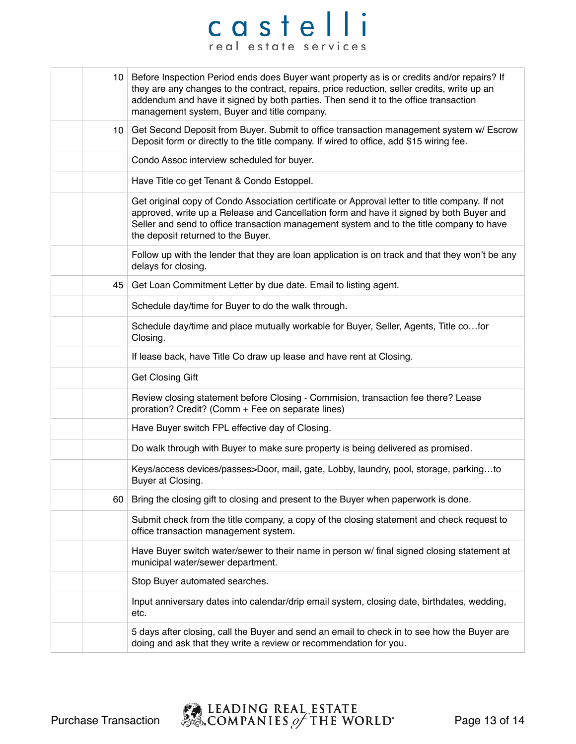castelli
real estate services

| | | |
|---|---|---|
| | 10 | Before Inspection Period ends does Buyer want property as is or credits and/or repairs? If they are any changes to the contract, repairs, price reduction, seller credits, write up an addendum and have it signed by both parties. Then send it to the office transaction management system, Buyer and title company. |
| | 10 | Get Second Deposit from Buyer. Submit to office transaction management system w/ Escrow Deposit form or directly to the title company. If wired to office, add $15 wiring fee. |
| | | Condo Assoc interview scheduled for buyer. |
| | | Have Title co get Tenant & Condo Estoppel. |
| | | Get original copy of Condo Association certificate or Approval letter to title company. If not approved, write up a Release and Cancellation form and have it signed by both Buyer and Seller and send to office transaction management system and to the title company to have the deposit returned to the Buyer. |
| | | Follow up with the lender that they are loan application is on track and that they won't be any delays for closing. |
| | 45 | Get Loan Commitment Letter by due date. Email to listing agent. |
| | | Schedule day/time for Buyer to do the walk through. |
| | | Schedule day/time and place mutually workable for Buyer, Seller, Agents, Title co…for Closing. |
| | | If lease back, have Title Co draw up lease and have rent at Closing. |
| | | Get Closing Gift |
| | | Review closing statement before Closing - Commision, transaction fee there? Lease proration? Credit? (Comm + Fee on separate lines) |
| | | Have Buyer switch FPL effective day of Closing. |
| | | Do walk through with Buyer to make sure property is being delivered as promised. |
| | | Keys/access devices/passes>Door, mail, gate, Lobby, laundry, pool, storage, parking…to Buyer at Closing. |
| | 60 | Bring the closing gift to closing and present to the Buyer when paperwork is done. |
| | | Submit check from the title company, a copy of the closing statement and check request to office transaction management system. |
| | | Have Buyer switch water/sewer to their name in person w/ final signed closing statement at municipal water/sewer department. |
| | | Stop Buyer automated searches. |
| | | Input anniversary dates into calendar/drip email system, closing date, birthdates, wedding, etc. |
| | | 5 days after closing, call the Buyer and send an email to check in to see how the Buyer are doing and ask that they write a review or recommendation for you. |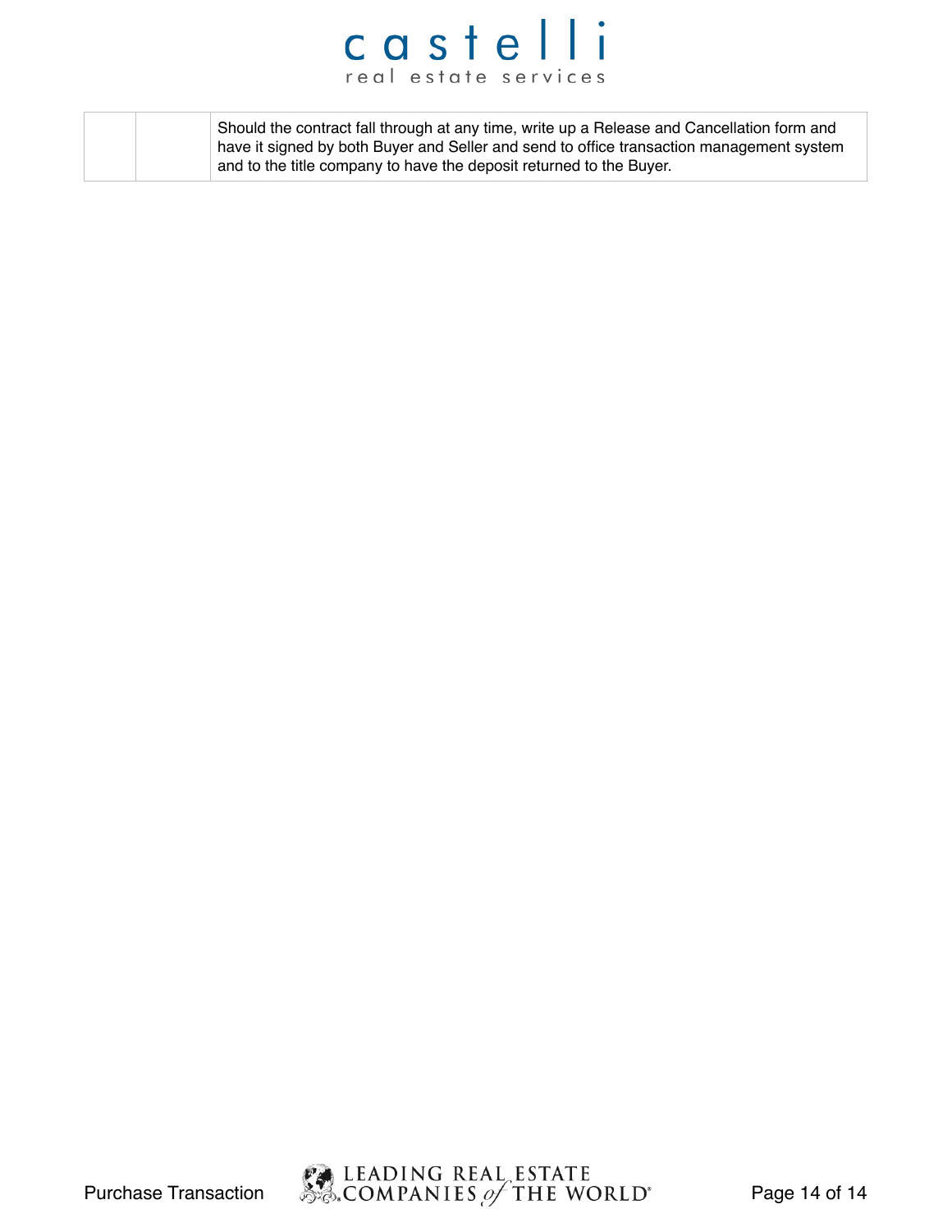| | | |
|---|---|---|
| | | Should the contract fall through at any time, write up a Release and Cancellation form and have it signed by both Buyer and Seller and send to office transaction management system and to the title company to have the deposit returned to the Buyer. |